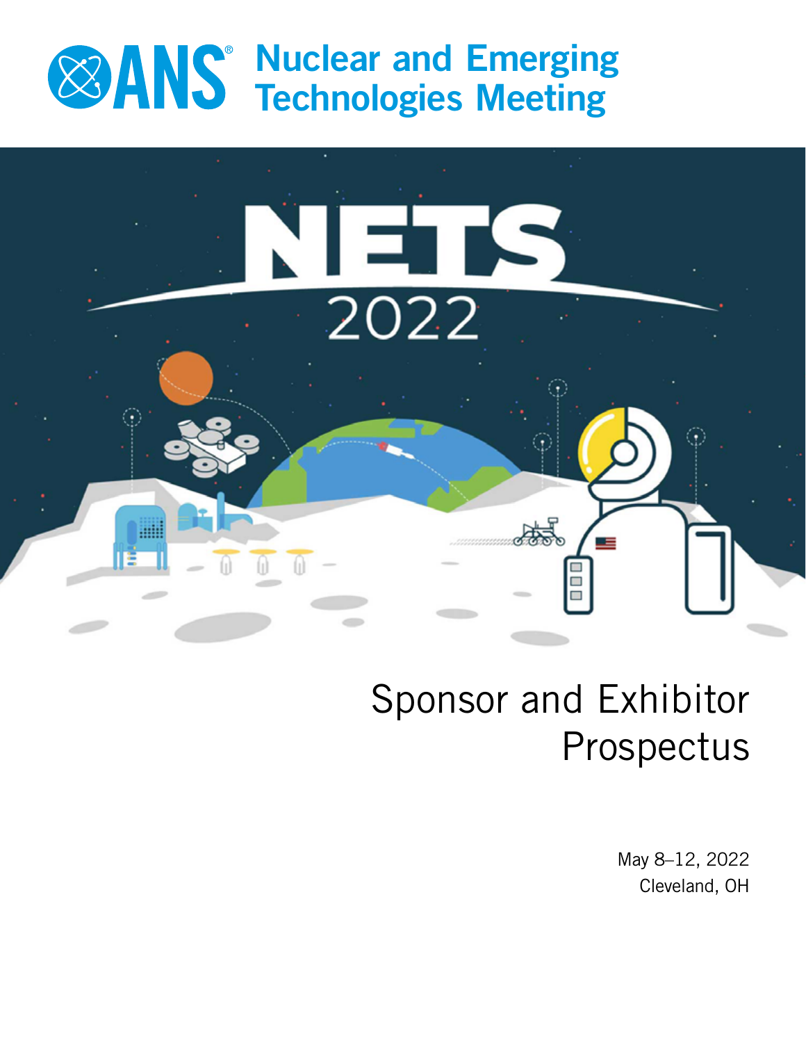# ANS Nuclear and Emerging Technologies Meeting

NETS 2022

# Sponsor and Exhibitor Prospectus

May 8–12, 2022
Cleveland, OH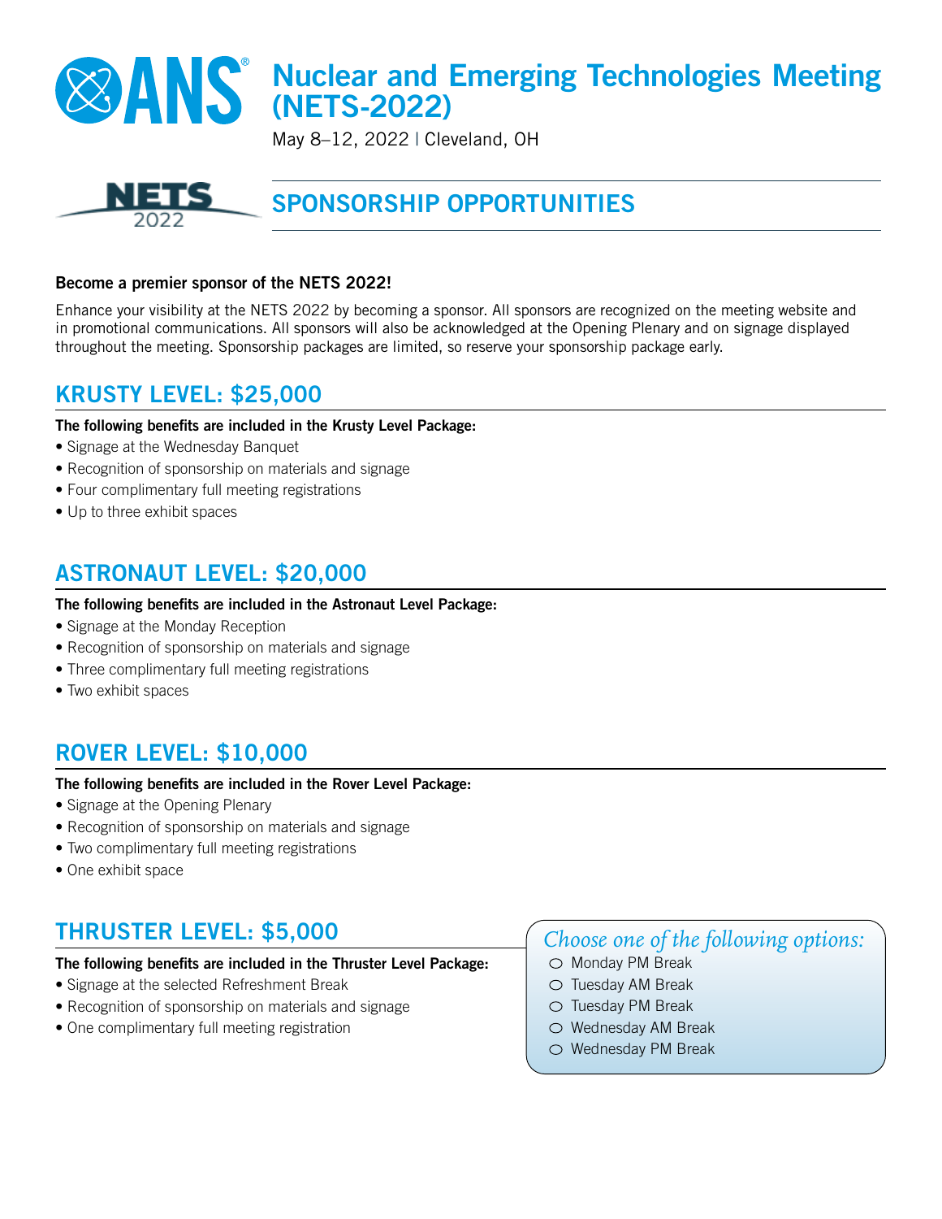# Nuclear and Emerging Technologies Meeting (NETS-2022)

May 8–12, 2022 | Cleveland, OH

## SPONSORSHIP OPPORTUNITIES

**Become a premier sponsor of the NETS 2022!**

Enhance your visibility at the NETS 2022 by becoming a sponsor. All sponsors are recognized on the meeting website and in promotional communications. All sponsors will also be acknowledged at the Opening Plenary and on signage displayed throughout the meeting. Sponsorship packages are limited, so reserve your sponsorship package early.

## KRUSTY LEVEL: $25,000

**The following benefits are included in the Krusty Level Package:**

- Signage at the Wednesday Banquet
- Recognition of sponsorship on materials and signage
- Four complimentary full meeting registrations
- Up to three exhibit spaces

## ASTRONAUT LEVEL: $20,000

**The following benefits are included in the Astronaut Level Package:**

- Signage at the Monday Reception
- Recognition of sponsorship on materials and signage
- Three complimentary full meeting registrations
- Two exhibit spaces

## ROVER LEVEL: $10,000

**The following benefits are included in the Rover Level Package:**

- Signage at the Opening Plenary
- Recognition of sponsorship on materials and signage
- Two complimentary full meeting registrations
- One exhibit space

## THRUSTER LEVEL: $5,000

**The following benefits are included in the Thruster Level Package:**

- Signage at the selected Refreshment Break
- Recognition of sponsorship on materials and signage
- One complimentary full meeting registration

*Choose one of the following options:*

- ○ Monday PM Break
- ○ Tuesday AM Break
- ○ Tuesday PM Break
- ○ Wednesday AM Break
- ○ Wednesday PM Break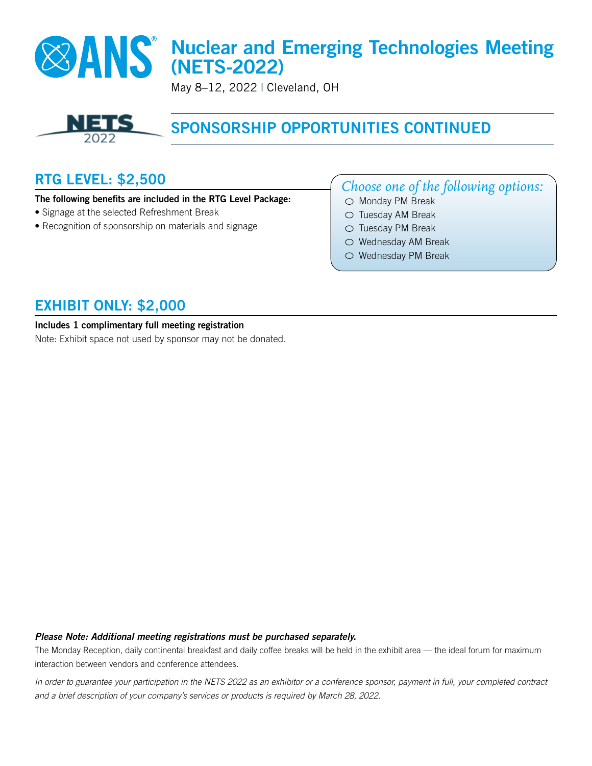# Nuclear and Emerging Technologies Meeting (NETS-2022)

May 8–12, 2022 | Cleveland, OH

## SPONSORSHIP OPPORTUNITIES CONTINUED

## RTG LEVEL: $2,500

**The following benefits are included in the RTG Level Package:**

- Signage at the selected Refreshment Break
- Recognition of sponsorship on materials and signage

*Choose one of the following options:*

- ○ Monday PM Break
- ○ Tuesday AM Break
- ○ Tuesday PM Break
- ○ Wednesday AM Break
- ○ Wednesday PM Break

## EXHIBIT ONLY: $2,000

**Includes 1 complimentary full meeting registration**

Note: Exhibit space not used by sponsor may not be donated.

***Please Note: Additional meeting registrations must be purchased separately.***

The Monday Reception, daily continental breakfast and daily coffee breaks will be held in the exhibit area — the ideal forum for maximum interaction between vendors and conference attendees.

*In order to guarantee your participation in the NETS 2022 as an exhibitor or a conference sponsor, payment in full, your completed contract and a brief description of your company's services or products is required by March 28, 2022.*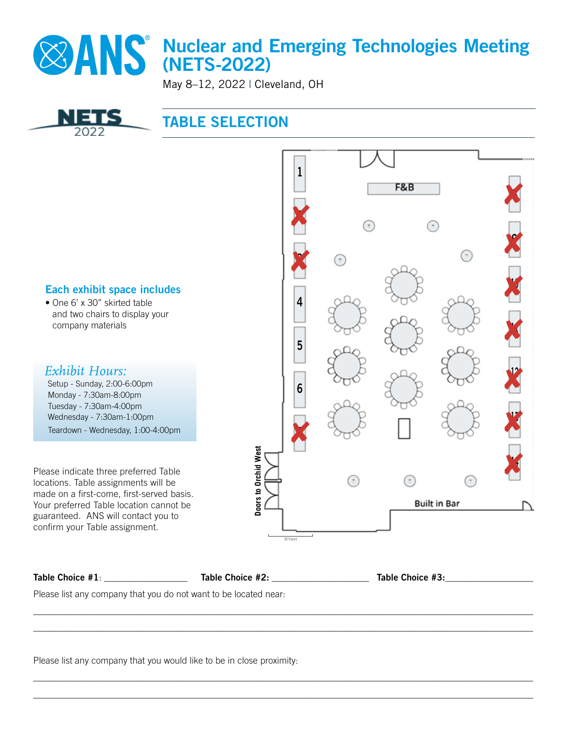# Nuclear and Emerging Technologies Meeting (NETS-2022)

May 8–12, 2022 | Cleveland, OH

## TABLE SELECTION

### Each exhibit space includes

- One 6' x 30" skirted table and two chairs to display your company materials

### *Exhibit Hours:*

Setup - Sunday, 2:00-6:00pm
Monday - 7:30am-8:00pm
Tuesday - 7:30am-4:00pm
Wednesday - 7:30am-1:00pm
Teardown - Wednesday, 1:00-4:00pm

Please indicate three preferred Table locations. Table assignments will be made on a first-come, first-served basis. Your preferred Table location cannot be guaranteed. ANS will contact you to confirm your Table assignment.

1

F&B

4

5

6

Doors to Orchid West

Built in Bar

10 Feet

**Table Choice #1**: \_\_\_\_\_\_\_\_\_\_\_\_\_\_\_\_ **Table Choice #2:** \_\_\_\_\_\_\_\_\_\_\_\_\_\_\_\_ **Table Choice #3:**\_\_\_\_\_\_\_\_\_\_\_\_\_\_\_\_

Please list any company that you do not want to be located near:

\_\_\_\_\_\_\_\_\_\_\_\_\_\_\_\_\_\_\_\_\_\_\_\_\_\_\_\_\_\_\_\_\_\_\_\_\_\_\_\_\_\_\_\_\_\_\_\_\_\_\_\_\_\_\_\_\_\_\_\_\_\_\_\_\_\_\_\_\_\_\_\_

\_\_\_\_\_\_\_\_\_\_\_\_\_\_\_\_\_\_\_\_\_\_\_\_\_\_\_\_\_\_\_\_\_\_\_\_\_\_\_\_\_\_\_\_\_\_\_\_\_\_\_\_\_\_\_\_\_\_\_\_\_\_\_\_\_\_\_\_\_\_\_\_

Please list any company that you would like to be in close proximity:

\_\_\_\_\_\_\_\_\_\_\_\_\_\_\_\_\_\_\_\_\_\_\_\_\_\_\_\_\_\_\_\_\_\_\_\_\_\_\_\_\_\_\_\_\_\_\_\_\_\_\_\_\_\_\_\_\_\_\_\_\_\_\_\_\_\_\_\_\_\_\_\_

\_\_\_\_\_\_\_\_\_\_\_\_\_\_\_\_\_\_\_\_\_\_\_\_\_\_\_\_\_\_\_\_\_\_\_\_\_\_\_\_\_\_\_\_\_\_\_\_\_\_\_\_\_\_\_\_\_\_\_\_\_\_\_\_\_\_\_\_\_\_\_\_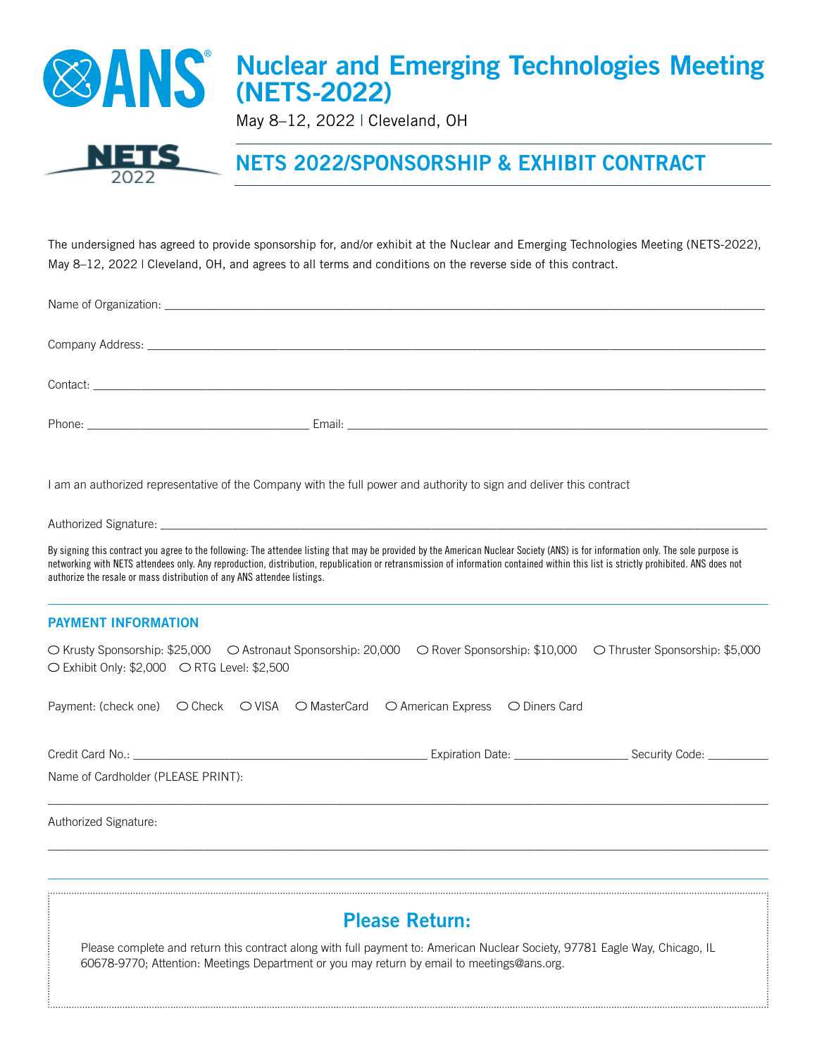# Nuclear and Emerging Technologies Meeting (NETS-2022)

May 8–12, 2022 | Cleveland, OH

## NETS 2022/SPONSORSHIP & EXHIBIT CONTRACT

The undersigned has agreed to provide sponsorship for, and/or exhibit at the Nuclear and Emerging Technologies Meeting (NETS-2022), May 8–12, 2022 | Cleveland, OH, and agrees to all terms and conditions on the reverse side of this contract.

Name of Organization: ______________________________________________

Company Address: ______________________________________________

Contact: ______________________________________________

Phone: ____________________ Email: ______________________________

I am an authorized representative of the Company with the full power and authority to sign and deliver this contract

Authorized Signature: ______________________________________________

By signing this contract you agree to the following: The attendee listing that may be provided by the American Nuclear Society (ANS) is for information only. The sole purpose is networking with NETS attendees only. Any reproduction, distribution, republication or retransmission of information contained within this list is strictly prohibited. ANS does not authorize the resale or mass distribution of any ANS attendee listings.

### PAYMENT INFORMATION

○ Krusty Sponsorship: $25,000 ○ Astronaut Sponsorship: 20,000 ○ Rover Sponsorship: $10,000 ○ Thruster Sponsorship: $5,000 ○ Exhibit Only: $2,000 ○ RTG Level: $2,500

Payment: (check one) ○ Check ○ VISA ○ MasterCard ○ American Express ○ Diners Card

Credit Card No.: ______________________ Expiration Date: ____________ Security Code: ________

Name of Cardholder (PLEASE PRINT):

______________________________________________

Authorized Signature:

______________________________________________

## Please Return:

Please complete and return this contract along with full payment to: American Nuclear Society, 97781 Eagle Way, Chicago, IL 60678-9770; Attention: Meetings Department or you may return by email to meetings@ans.org.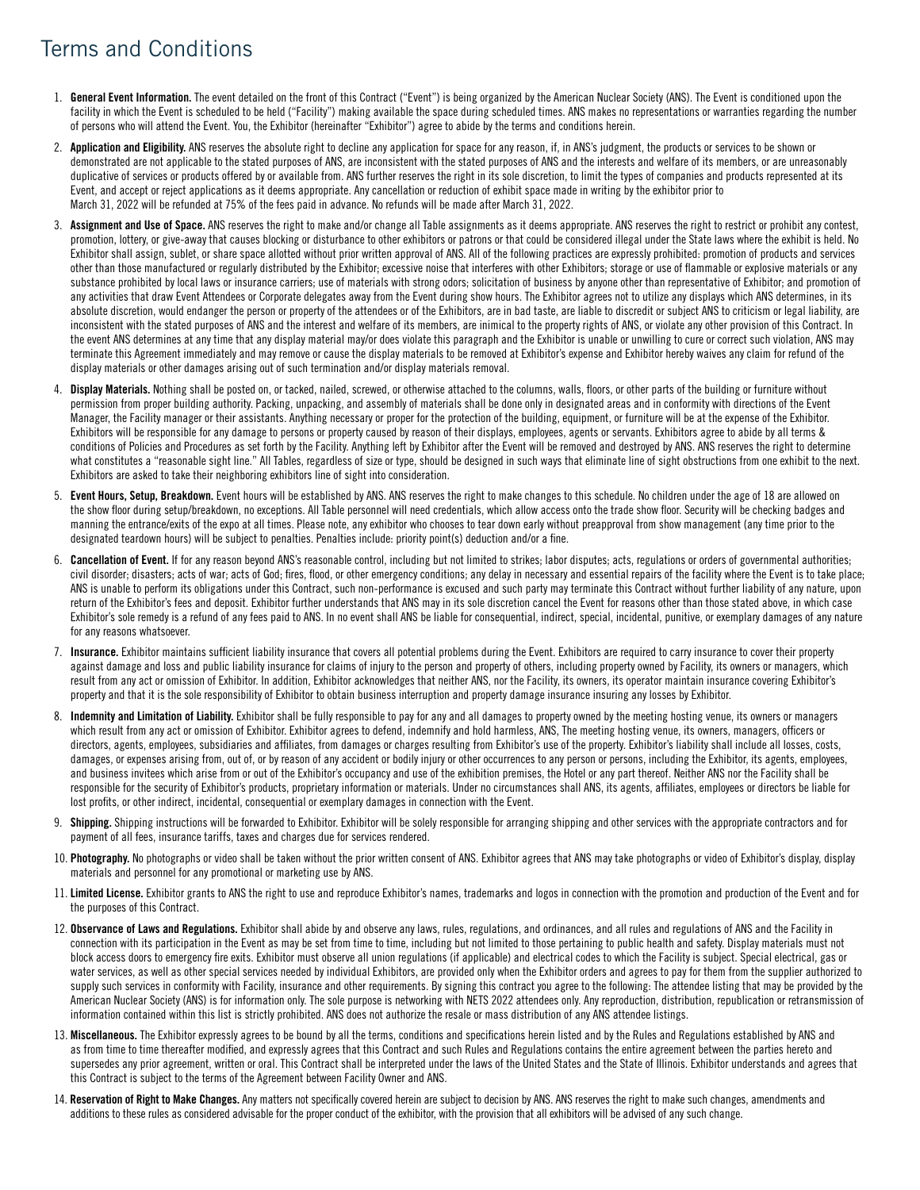# Terms and Conditions

1. **General Event Information.** The event detailed on the front of this Contract ("Event") is being organized by the American Nuclear Society (ANS). The Event is conditioned upon the facility in which the Event is scheduled to be held ("Facility") making available the space during scheduled times. ANS makes no representations or warranties regarding the number of persons who will attend the Event. You, the Exhibitor (hereinafter "Exhibitor") agree to abide by the terms and conditions herein.

2. **Application and Eligibility.** ANS reserves the absolute right to decline any application for space for any reason, if, in ANS's judgment, the products or services to be shown or demonstrated are not applicable to the stated purposes of ANS, are inconsistent with the stated purposes of ANS and the interests and welfare of its members, or are unreasonably duplicative of services or products offered by or available from. ANS further reserves the right in its sole discretion, to limit the types of companies and products represented at its Event, and accept or reject applications as it deems appropriate. Any cancellation or reduction of exhibit space made in writing by the exhibitor prior to March 31, 2022 will be refunded at 75% of the fees paid in advance. No refunds will be made after March 31, 2022.

3. **Assignment and Use of Space.** ANS reserves the right to make and/or change all Table assignments as it deems appropriate. ANS reserves the right to restrict or prohibit any contest, promotion, lottery, or give-away that causes blocking or disturbance to other exhibitors or patrons or that could be considered illegal under the State laws where the exhibit is held. No Exhibitor shall assign, sublet, or share space allotted without prior written approval of ANS. All of the following practices are expressly prohibited: promotion of products and services other than those manufactured or regularly distributed by the Exhibitor; excessive noise that interferes with other Exhibitors; storage or use of flammable or explosive materials or any substance prohibited by local laws or insurance carriers; use of materials with strong odors; solicitation of business by anyone other than representative of Exhibitor; and promotion of any activities that draw Event Attendees or Corporate delegates away from the Event during show hours. The Exhibitor agrees not to utilize any displays which ANS determines, in its absolute discretion, would endanger the person or property of the attendees or of the Exhibitors, are in bad taste, are liable to discredit or subject ANS to criticism or legal liability, are inconsistent with the stated purposes of ANS and the interest and welfare of its members, are inimical to the property rights of ANS, or violate any other provision of this Contract. In the event ANS determines at any time that any display material may/or does violate this paragraph and the Exhibitor is unable or unwilling to cure or correct such violation, ANS may terminate this Agreement immediately and may remove or cause the display materials to be removed at Exhibitor's expense and Exhibitor hereby waives any claim for refund of the display materials or other damages arising out of such termination and/or display materials removal.

4. **Display Materials.** Nothing shall be posted on, or tacked, nailed, screwed, or otherwise attached to the columns, walls, floors, or other parts of the building or furniture without permission from proper building authority. Packing, unpacking, and assembly of materials shall be done only in designated areas and in conformity with directions of the Event Manager, the Facility manager or their assistants. Anything necessary or proper for the protection of the building, equipment, or furniture will be at the expense of the Exhibitor. Exhibitors will be responsible for any damage to persons or property caused by reason of their displays, employees, agents or servants. Exhibitors agree to abide by all terms & conditions of Policies and Procedures as set forth by the Facility. Anything left by Exhibitor after the Event will be removed and destroyed by ANS. ANS reserves the right to determine what constitutes a "reasonable sight line." All Tables, regardless of size or type, should be designed in such ways that eliminate line of sight obstructions from one exhibit to the next. Exhibitors are asked to take their neighboring exhibitors line of sight into consideration.

5. **Event Hours, Setup, Breakdown.** Event hours will be established by ANS. ANS reserves the right to make changes to this schedule. No children under the age of 18 are allowed on the show floor during setup/breakdown, no exceptions. All Table personnel will need credentials, which allow access onto the trade show floor. Security will be checking badges and manning the entrance/exits of the expo at all times. Please note, any exhibitor who chooses to tear down early without preapproval from show management (any time prior to the designated teardown hours) will be subject to penalties. Penalties include: priority point(s) deduction and/or a fine.

6. **Cancellation of Event.** If for any reason beyond ANS's reasonable control, including but not limited to strikes; labor disputes; acts, regulations or orders of governmental authorities; civil disorder; disasters; acts of war; acts of God; fires, flood, or other emergency conditions; any delay in necessary and essential repairs of the facility where the Event is to take place; ANS is unable to perform its obligations under this Contract, such non-performance is excused and such party may terminate this Contract without further liability of any nature, upon return of the Exhibitor's fees and deposit. Exhibitor further understands that ANS may in its sole discretion cancel the Event for reasons other than those stated above, in which case Exhibitor's sole remedy is a refund of any fees paid to ANS. In no event shall ANS be liable for consequential, indirect, special, incidental, punitive, or exemplary damages of any nature for any reasons whatsoever.

7. **Insurance.** Exhibitor maintains sufficient liability insurance that covers all potential problems during the Event. Exhibitors are required to carry insurance to cover their property against damage and loss and public liability insurance for claims of injury to the person and property of others, including property owned by Facility, its owners or managers, which result from any act or omission of Exhibitor. In addition, Exhibitor acknowledges that neither ANS, nor the Facility, its owners, its operator maintain insurance covering Exhibitor's property and that it is the sole responsibility of Exhibitor to obtain business interruption and property damage insurance insuring any losses by Exhibitor.

8. **Indemnity and Limitation of Liability.** Exhibitor shall be fully responsible to pay for any and all damages to property owned by the meeting hosting venue, its owners or managers which result from any act or omission of Exhibitor. Exhibitor agrees to defend, indemnify and hold harmless, ANS, The meeting hosting venue, its owners, managers, officers or directors, agents, employees, subsidiaries and affiliates, from damages or charges resulting from Exhibitor's use of the property. Exhibitor's liability shall include all losses, costs, damages, or expenses arising from, out of, or by reason of any accident or bodily injury or other occurrences to any person or persons, including the Exhibitor, its agents, employees, and business invitees which arise from or out of the Exhibitor's occupancy and use of the exhibition premises, the Hotel or any part thereof. Neither ANS nor the Facility shall be responsible for the security of Exhibitor's products, proprietary information or materials. Under no circumstances shall ANS, its agents, affiliates, employees or directors be liable for lost profits, or other indirect, incidental, consequential or exemplary damages in connection with the Event.

9. **Shipping.** Shipping instructions will be forwarded to Exhibitor. Exhibitor will be solely responsible for arranging shipping and other services with the appropriate contractors and for payment of all fees, insurance tariffs, taxes and charges due for services rendered.

10. **Photography.** No photographs or video shall be taken without the prior written consent of ANS. Exhibitor agrees that ANS may take photographs or video of Exhibitor's display, display materials and personnel for any promotional or marketing use by ANS.

11. **Limited License.** Exhibitor grants to ANS the right to use and reproduce Exhibitor's names, trademarks and logos in connection with the promotion and production of the Event and for the purposes of this Contract.

12. **Observance of Laws and Regulations.** Exhibitor shall abide by and observe any laws, rules, regulations, and ordinances, and all rules and regulations of ANS and the Facility in connection with its participation in the Event as may be set from time to time, including but not limited to those pertaining to public health and safety. Display materials must not block access doors to emergency fire exits. Exhibitor must observe all union regulations (if applicable) and electrical codes to which the Facility is subject. Special electrical, gas or water services, as well as other special services needed by individual Exhibitors, are provided only when the Exhibitor orders and agrees to pay for them from the supplier authorized to supply such services in conformity with Facility, insurance and other requirements. By signing this contract you agree to the following: The attendee listing that may be provided by the American Nuclear Society (ANS) is for information only. The sole purpose is networking with NETS 2022 attendees only. Any reproduction, distribution, republication or retransmission of information contained within this list is strictly prohibited. ANS does not authorize the resale or mass distribution of any ANS attendee listings.

13. **Miscellaneous.** The Exhibitor expressly agrees to be bound by all the terms, conditions and specifications herein listed and by the Rules and Regulations established by ANS and as from time to time thereafter modified, and expressly agrees that this Contract and such Rules and Regulations contains the entire agreement between the parties hereto and supersedes any prior agreement, written or oral. This Contract shall be interpreted under the laws of the United States and the State of Illinois. Exhibitor understands and agrees that this Contract is subject to the terms of the Agreement between Facility Owner and ANS.

14. **Reservation of Right to Make Changes.** Any matters not specifically covered herein are subject to decision by ANS. ANS reserves the right to make such changes, amendments and additions to these rules as considered advisable for the proper conduct of the exhibitor, with the provision that all exhibitors will be advised of any such change.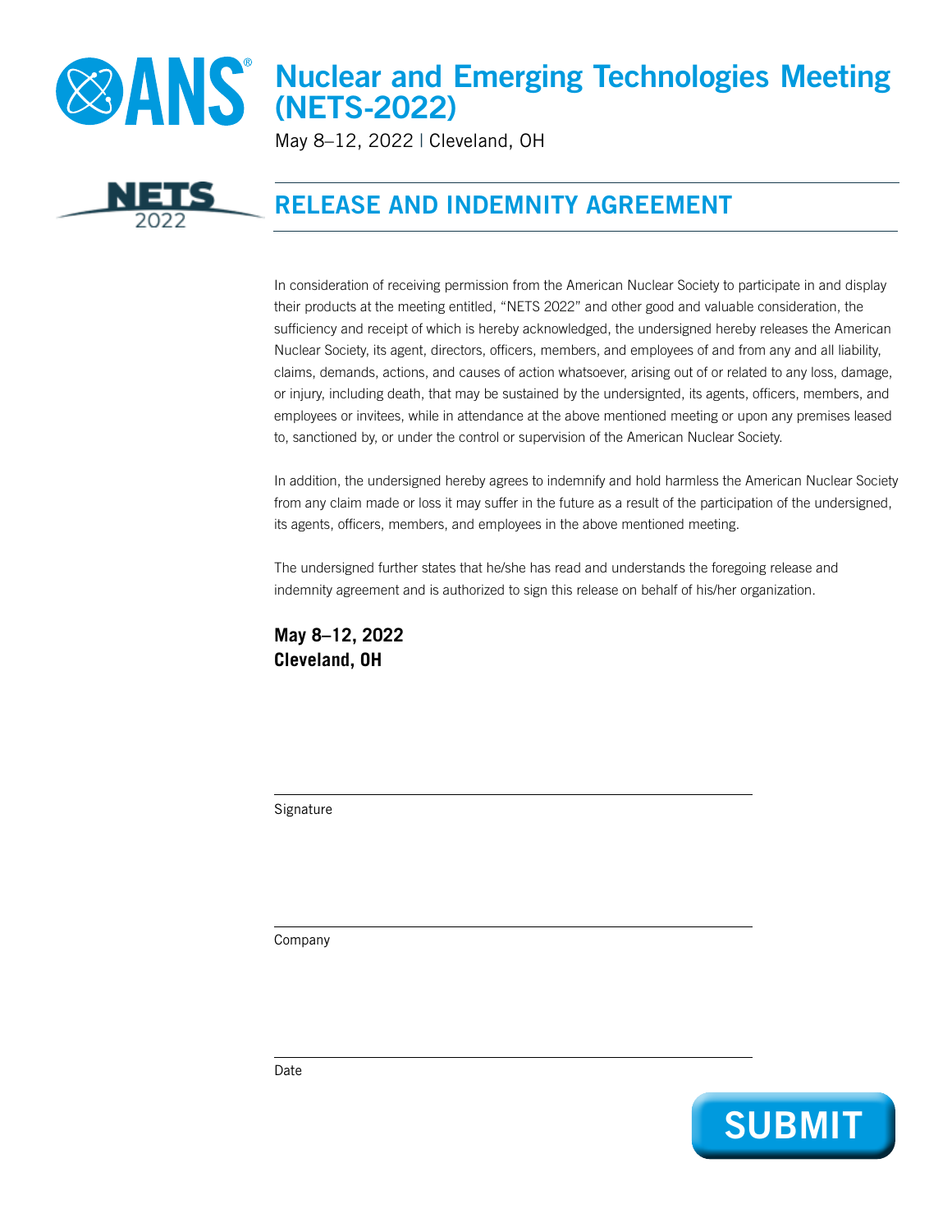# Nuclear and Emerging Technologies Meeting (NETS-2022)

May 8–12, 2022 | Cleveland, OH

## RELEASE AND INDEMNITY AGREEMENT

In consideration of receiving permission from the American Nuclear Society to participate in and display their products at the meeting entitled, "NETS 2022" and other good and valuable consideration, the sufficiency and receipt of which is hereby acknowledged, the undersigned hereby releases the American Nuclear Society, its agent, directors, officers, members, and employees of and from any and all liability, claims, demands, actions, and causes of action whatsoever, arising out of or related to any loss, damage, or injury, including death, that may be sustained by the undersignted, its agents, officers, members, and employees or invitees, while in attendance at the above mentioned meeting or upon any premises leased to, sanctioned by, or under the control or supervision of the American Nuclear Society.

In addition, the undersigned hereby agrees to indemnify and hold harmless the American Nuclear Society from any claim made or loss it may suffer in the future as a result of the participation of the undersigned, its agents, officers, members, and employees in the above mentioned meeting.

The undersigned further states that he/she has read and understands the foregoing release and indemnity agreement and is authorized to sign this release on behalf of his/her organization.

**May 8–12, 2022**
**Cleveland, OH**

Signature

Company

Date

SUBMIT